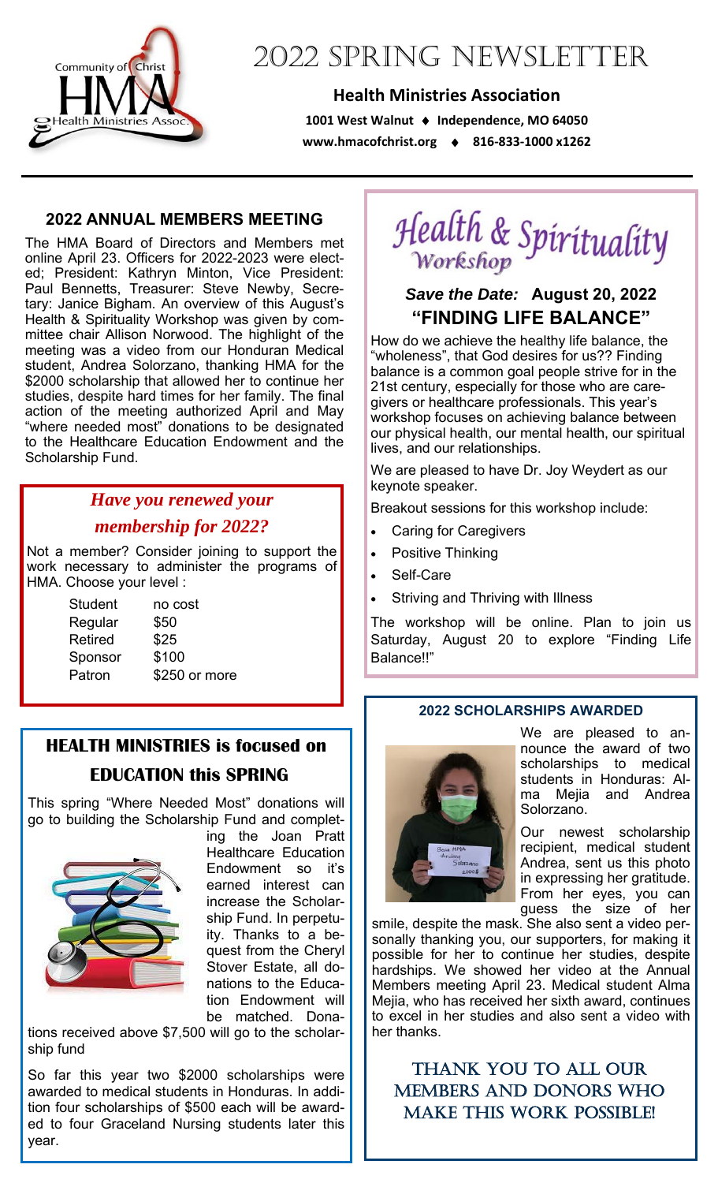# 2022 SPRING NEWSLETTER

**Health Ministries Association**

**1001 West Walnut ♦ Independence, MO 64050**

**www.hmacofchrist.org ♦ 816-833-1000 x1262**

## 2022 ANNUAL MEMBERS MEETING

The HMA Board of Directors and Members met online April 23. Officers for 2022-2023 were elected; President: Kathryn Minton, Vice President: Paul Bennetts, Treasurer: Steve Newby, Secretary: Janice Bigham. An overview of this August's Health & Spirituality Workshop was given by committee chair Allison Norwood. The highlight of the meeting was a video from our Honduran Medical student, Andrea Solorzano, thanking HMA for the $2000 scholarship that allowed her to continue her studies, despite hard times for her family. The final action of the meeting authorized April and May "where needed most" donations to be designated to the Healthcare Education Endowment and the Scholarship Fund.

### *Have you renewed your membership for 2022?*

Not a member? Consider joining to support the work necessary to administer the programs of HMA. Choose your level :

| | |
|---|---|
| Student | no cost |
| Regular | $50 |
| Retired | $25 |
| Sponsor | $100 |
| Patron | $250 or more |

## HEALTH MINISTRIES is focused on EDUCATION this SPRING

This spring "Where Needed Most" donations will go to building the Scholarship Fund and completing the Joan Pratt Healthcare Education Endowment so it's earned interest can increase the Scholarship Fund. In perpetuity. Thanks to a bequest from the Cheryl Stover Estate, all donations to the Education Endowment will be matched. Donations received above $7,500 will go to the scholarship fund

So far this year two $2000 scholarships were awarded to medical students in Honduras. In addition four scholarships of $500 each will be awarded to four Graceland Nursing students later this year.

## *Health & Spirituality* Workshop

### *Save the Date:* August 20, 2022

### "FINDING LIFE BALANCE"

How do we achieve the healthy life balance, the "wholeness", that God desires for us?? Finding balance is a common goal people strive for in the 21st century, especially for those who are caregivers or healthcare professionals. This year's workshop focuses on achieving balance between our physical health, our mental health, our spiritual lives, and our relationships.

We are pleased to have Dr. Joy Weydert as our keynote speaker.

Breakout sessions for this workshop include:

- Caring for Caregivers
- Positive Thinking
- Self-Care
- Striving and Thriving with Illness

The workshop will be online. Plan to join us Saturday, August 20 to explore "Finding Life Balance!!"

## 2022 SCHOLARSHIPS AWARDED

We are pleased to announce the award of two scholarships to medical students in Honduras: Alma Mejia and Andrea Solorzano.

Our newest scholarship recipient, medical student Andrea, sent us this photo in expressing her gratitude. From her eyes, you can guess the size of her smile, despite the mask. She also sent a video personally thanking you, our supporters, for making it possible for her to continue her studies, despite hardships. We showed her video at the Annual Members meeting April 23. Medical student Alma Mejia, who has received her sixth award, continues to excel in her studies and also sent a video with her thanks.

**THANK YOU TO ALL OUR MEMBERS AND DONORS WHO MAKE THIS WORK POSSIBLE!**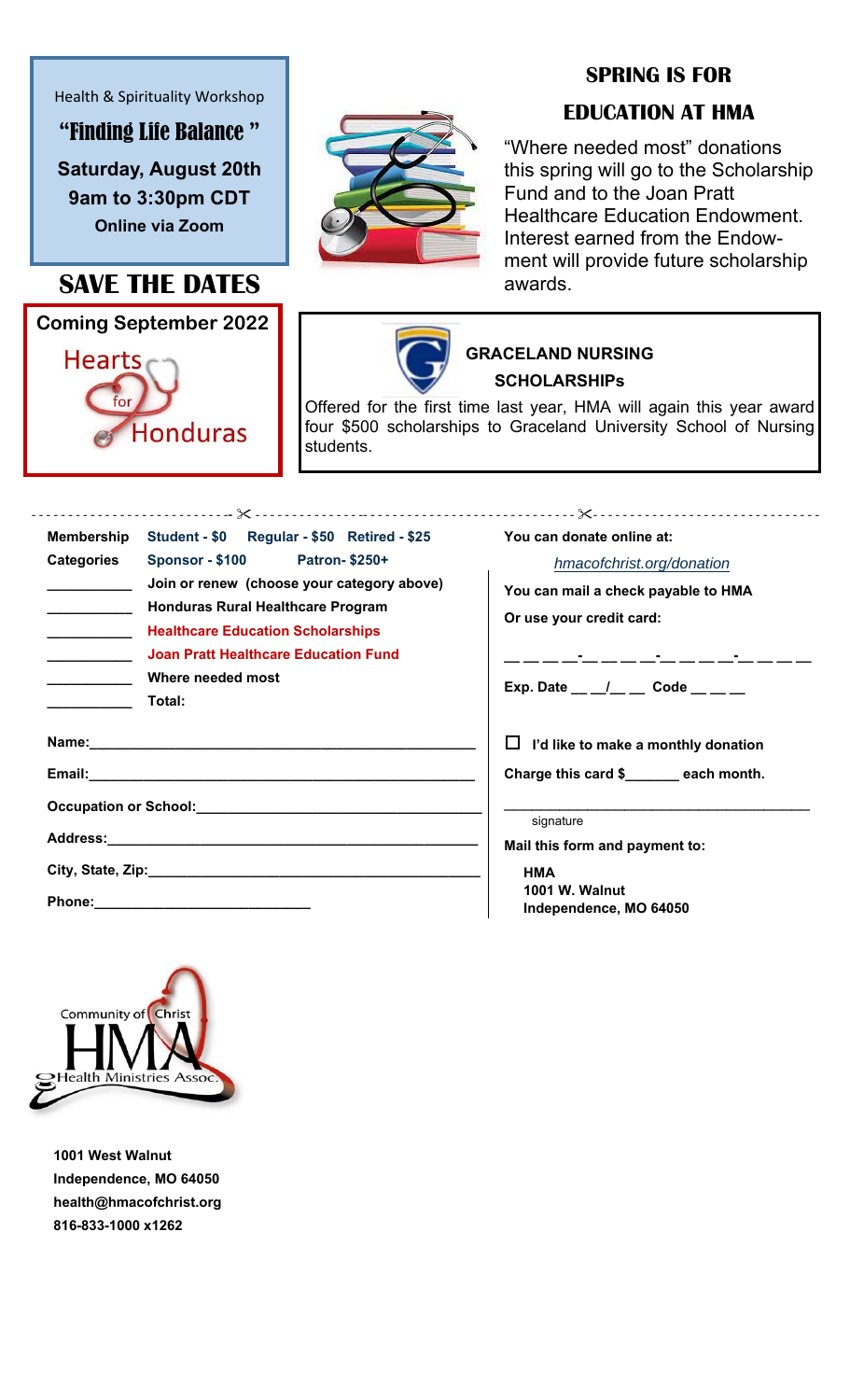Health & Spirituality Workshop

## "Finding Life Balance "

**Saturday, August 20th**
**9am to 3:30pm CDT**
**Online via Zoom**

## SAVE THE DATES

**Coming September 2022**

Hearts for Honduras

## SPRING IS FOR EDUCATION AT HMA

"Where needed most" donations this spring will go to the Scholarship Fund and to the Joan Pratt Healthcare Education Endowment. Interest earned from the Endowment will provide future scholarship awards.

### GRACELAND NURSING SCHOLARSHIPs

Offered for the first time last year, HMA will again this year award four $500 scholarships to Graceland University School of Nursing students.

---

**Membership Categories** Student - $0 Regular - $50 Retired - $25 Sponsor - $100 Patron- $250+

__________ Join or renew (choose your category above)

__________ Honduras Rural Healthcare Program

__________ Healthcare Education Scholarships

__________ Joan Pratt Healthcare Education Fund

__________ Where needed most

__________ Total:

Name:_______________________________________________

Email:_______________________________________________

Occupation or School:__________________________________

Address:_____________________________________________

City, State, Zip:_______________________________________

Phone:___________________________

**You can donate online at:**

*hmacofchrist.org/donation*

**You can mail a check payable to HMA**

**Or use your credit card:**

_ _ _ _-_ _ _ _-_ _ _ _-_ _ _ _

**Exp. Date __ __/__ __ Code __ __ __**

☐ **I'd like to make a monthly donation**

**Charge this card $_______ each month.**

_____________________________________
signature

**Mail this form and payment to:**

**HMA**
**1001 W. Walnut**
**Independence, MO 64050**

---

Community of Christ HMA Health Ministries Assoc.

**1001 West Walnut**
**Independence, MO 64050**
**health@hmacofchrist.org**
**816-833-1000 x1262**